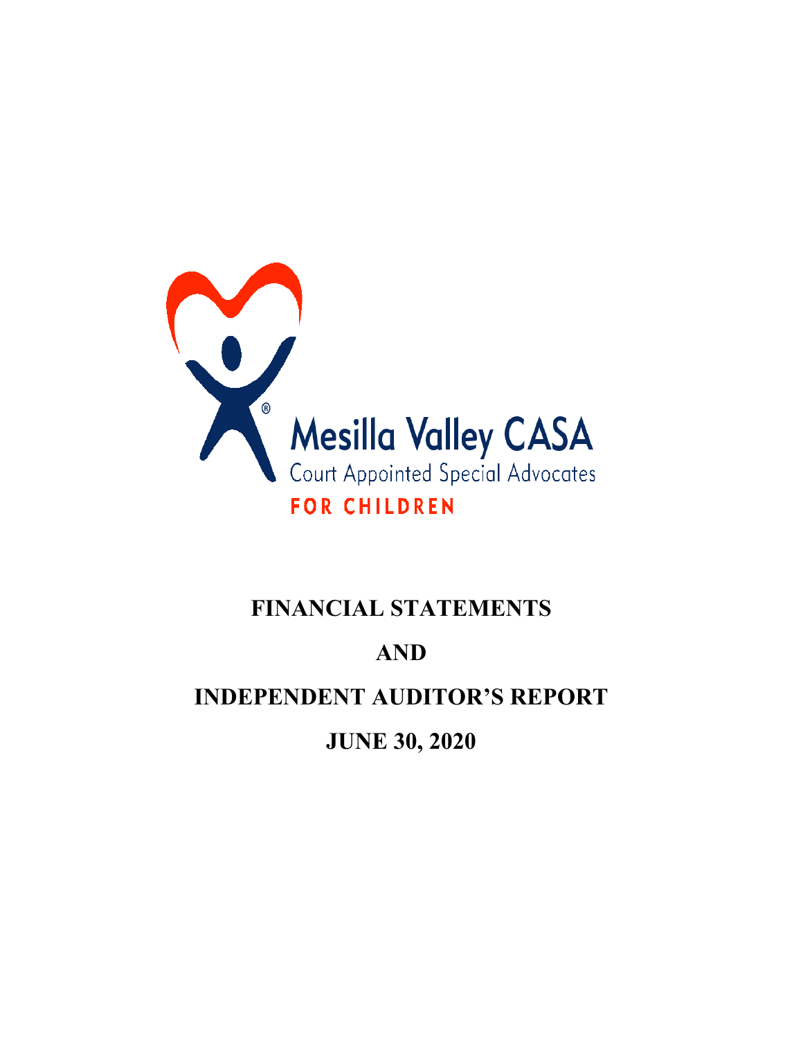Mesilla Valley CASA

Court Appointed Special Advocates

FOR CHILDREN

# FINANCIAL STATEMENTS

# AND

# INDEPENDENT AUDITOR'S REPORT

# JUNE 30, 2020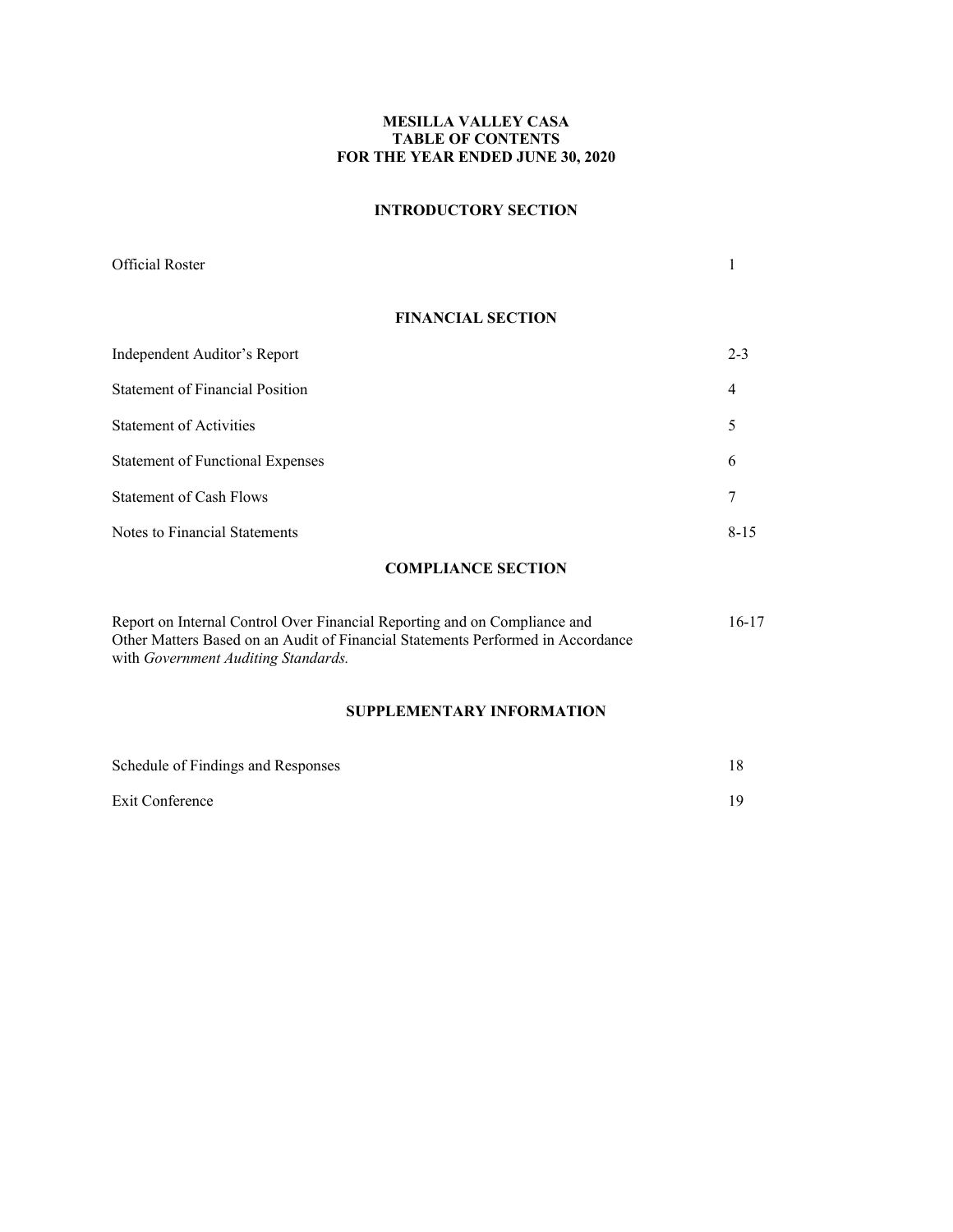# MESILLA VALLEY CASA
## TABLE OF CONTENTS
## FOR THE YEAR ENDED JUNE 30, 2020

### INTRODUCTORY SECTION

| | |
|---|---|
| Official Roster | 1 |

### FINANCIAL SECTION

| | |
|---|---|
| Independent Auditor's Report | 2-3 |
| Statement of Financial Position | 4 |
| Statement of Activities | 5 |
| Statement of Functional Expenses | 6 |
| Statement of Cash Flows | 7 |
| Notes to Financial Statements | 8-15 |

### COMPLIANCE SECTION

| | |
|---|---|
| Report on Internal Control Over Financial Reporting and on Compliance and Other Matters Based on an Audit of Financial Statements Performed in Accordance with *Government Auditing Standards.* | 16-17 |

### SUPPLEMENTARY INFORMATION

| | |
|---|---|
| Schedule of Findings and Responses | 18 |
| Exit Conference | 19 |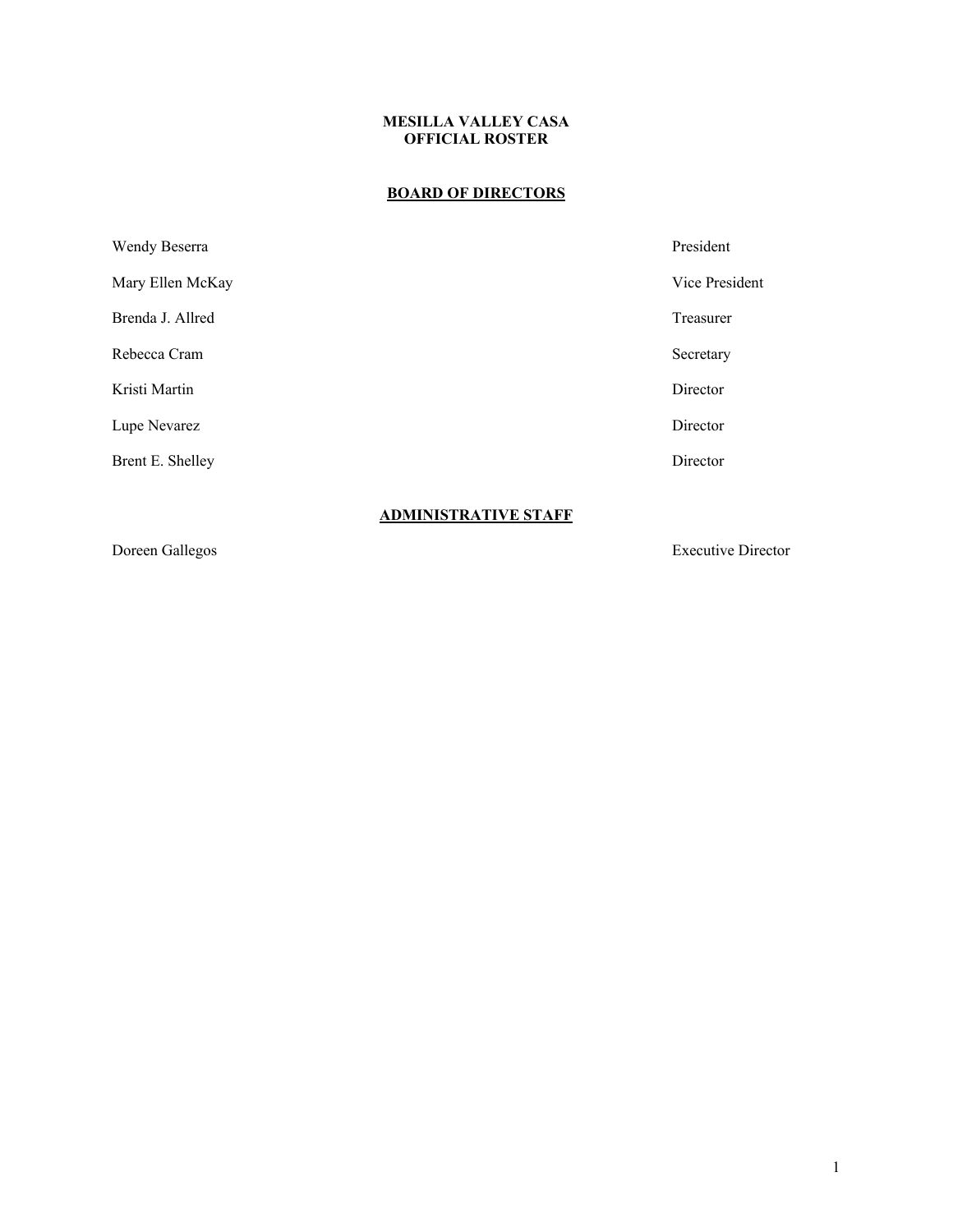**MESILLA VALLEY CASA**
**OFFICIAL ROSTER**

## BOARD OF DIRECTORS

| | |
|---|---|
| Wendy Beserra | President |
| Mary Ellen McKay | Vice President |
| Brenda J. Allred | Treasurer |
| Rebecca Cram | Secretary |
| Kristi Martin | Director |
| Lupe Nevarez | Director |
| Brent E. Shelley | Director |

## ADMINISTRATIVE STAFF

| | |
|---|---|
| Doreen Gallegos | Executive Director |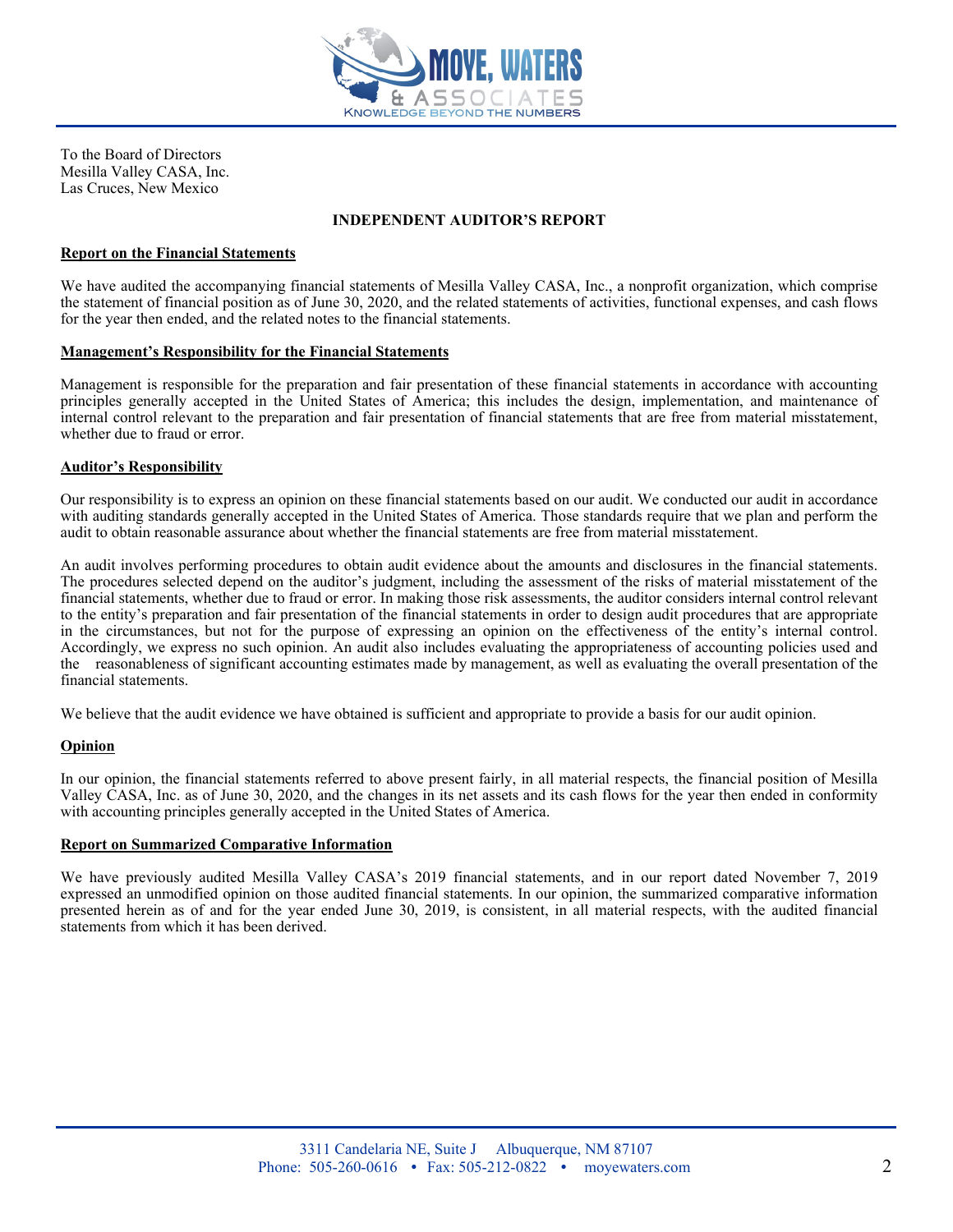To the Board of Directors
Mesilla Valley CASA, Inc.
Las Cruces, New Mexico

## INDEPENDENT AUDITOR'S REPORT

### Report on the Financial Statements

We have audited the accompanying financial statements of Mesilla Valley CASA, Inc., a nonprofit organization, which comprise the statement of financial position as of June 30, 2020, and the related statements of activities, functional expenses, and cash flows for the year then ended, and the related notes to the financial statements.

### Management's Responsibility for the Financial Statements

Management is responsible for the preparation and fair presentation of these financial statements in accordance with accounting principles generally accepted in the United States of America; this includes the design, implementation, and maintenance of internal control relevant to the preparation and fair presentation of financial statements that are free from material misstatement, whether due to fraud or error.

### Auditor's Responsibility

Our responsibility is to express an opinion on these financial statements based on our audit. We conducted our audit in accordance with auditing standards generally accepted in the United States of America. Those standards require that we plan and perform the audit to obtain reasonable assurance about whether the financial statements are free from material misstatement.

An audit involves performing procedures to obtain audit evidence about the amounts and disclosures in the financial statements. The procedures selected depend on the auditor's judgment, including the assessment of the risks of material misstatement of the financial statements, whether due to fraud or error. In making those risk assessments, the auditor considers internal control relevant to the entity's preparation and fair presentation of the financial statements in order to design audit procedures that are appropriate in the circumstances, but not for the purpose of expressing an opinion on the effectiveness of the entity's internal control. Accordingly, we express no such opinion. An audit also includes evaluating the appropriateness of accounting policies used and the reasonableness of significant accounting estimates made by management, as well as evaluating the overall presentation of the financial statements.

We believe that the audit evidence we have obtained is sufficient and appropriate to provide a basis for our audit opinion.

### Opinion

In our opinion, the financial statements referred to above present fairly, in all material respects, the financial position of Mesilla Valley CASA, Inc. as of June 30, 2020, and the changes in its net assets and its cash flows for the year then ended in conformity with accounting principles generally accepted in the United States of America.

### Report on Summarized Comparative Information

We have previously audited Mesilla Valley CASA's 2019 financial statements, and in our report dated November 7, 2019 expressed an unmodified opinion on those audited financial statements. In our opinion, the summarized comparative information presented herein as of and for the year ended June 30, 2019, is consistent, in all material respects, with the audited financial statements from which it has been derived.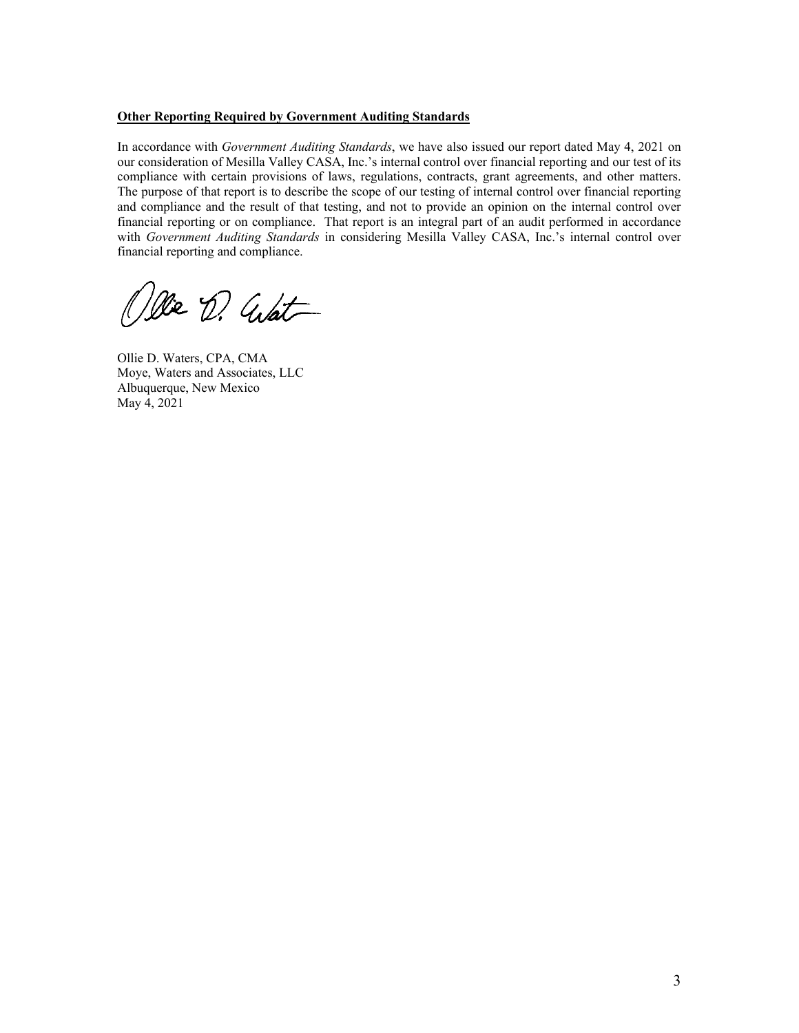**Other Reporting Required by Government Auditing Standards**

In accordance with *Government Auditing Standards*, we have also issued our report dated May 4, 2021 on our consideration of Mesilla Valley CASA, Inc.'s internal control over financial reporting and our test of its compliance with certain provisions of laws, regulations, contracts, grant agreements, and other matters. The purpose of that report is to describe the scope of our testing of internal control over financial reporting and compliance and the result of that testing, and not to provide an opinion on the internal control over financial reporting or on compliance. That report is an integral part of an audit performed in accordance with *Government Auditing Standards* in considering Mesilla Valley CASA, Inc.'s internal control over financial reporting and compliance.

Ollie D. Waters, CPA, CMA
Moye, Waters and Associates, LLC
Albuquerque, New Mexico
May 4, 2021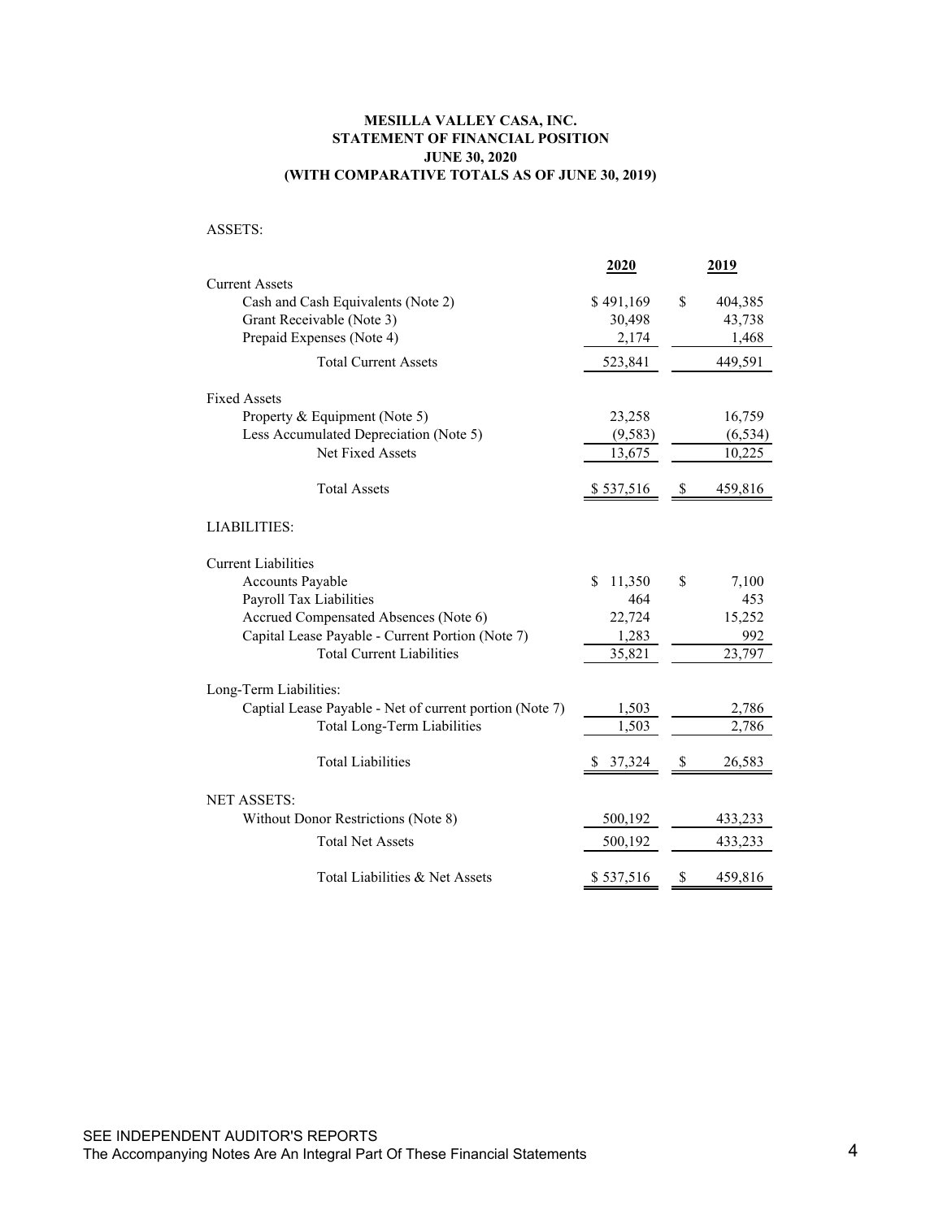# MESILLA VALLEY CASA, INC.
## STATEMENT OF FINANCIAL POSITION
### JUNE 30, 2020
### (WITH COMPARATIVE TOTALS AS OF JUNE 30, 2019)

ASSETS:

| | 2020 | 2019 |
|---|---|---|
| Current Assets | | |
| Cash and Cash Equivalents (Note 2) | $ 491,169 | $ 404,385 |
| Grant Receivable (Note 3) | 30,498 | 43,738 |
| Prepaid Expenses (Note 4) | 2,174 | 1,468 |
| Total Current Assets | 523,841 | 449,591 |
| Fixed Assets | | |
| Property & Equipment (Note 5) | 23,258 | 16,759 |
| Less Accumulated Depreciation (Note 5) | (9,583) | (6,534) |
| Net Fixed Assets | 13,675 | 10,225 |
| Total Assets | $ 537,516 | $ 459,816 |

LIABILITIES:

| | 2020 | 2019 |
|---|---|---|
| Current Liabilities | | |
| Accounts Payable | $ 11,350 | $ 7,100 |
| Payroll Tax Liabilities | 464 | 453 |
| Accrued Compensated Absences (Note 6) | 22,724 | 15,252 |
| Capital Lease Payable - Current Portion (Note 7) | 1,283 | 992 |
| Total Current Liabilities | 35,821 | 23,797 |
| Long-Term Liabilities: | | |
| Captial Lease Payable - Net of current portion (Note 7) | 1,503 | 2,786 |
| Total Long-Term Liabilities | 1,503 | 2,786 |
| Total Liabilities | $ 37,324 | $ 26,583 |

NET ASSETS:

| | 2020 | 2019 |
|---|---|---|
| Without Donor Restrictions (Note 8) | 500,192 | 433,233 |
| Total Net Assets | 500,192 | 433,233 |
| Total Liabilities & Net Assets | $ 537,516 | $ 459,816 |

SEE INDEPENDENT AUDITOR'S REPORTS
The Accompanying Notes Are An Integral Part Of These Financial Statements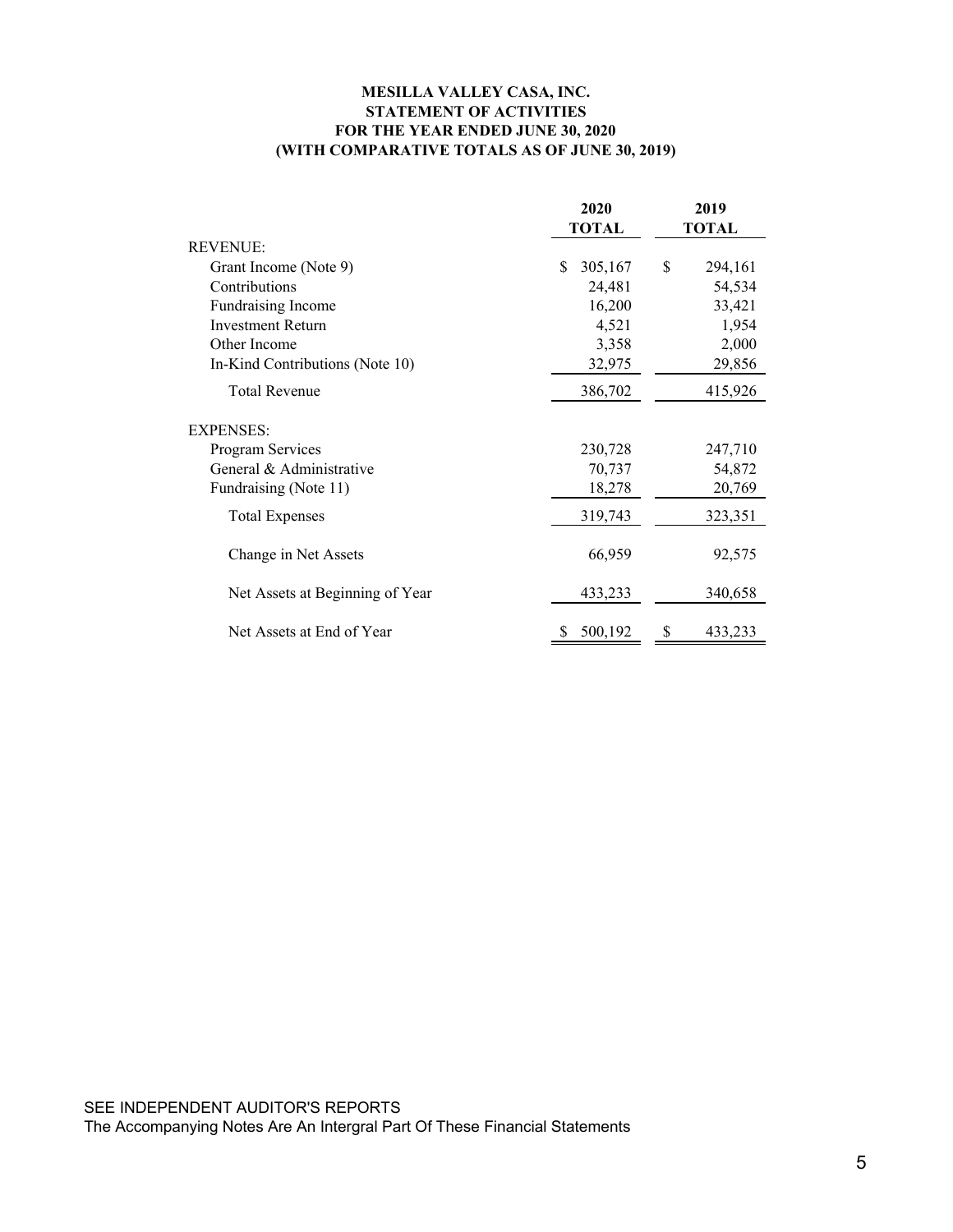**MESILLA VALLEY CASA, INC.**
**STATEMENT OF ACTIVITIES**
**FOR THE YEAR ENDED JUNE 30, 2020**
**(WITH COMPARATIVE TOTALS AS OF JUNE 30, 2019)**

| | 2020 TOTAL | 2019 TOTAL |
|---|---|---|
| REVENUE: | | |
| Grant Income (Note 9) | $ 305,167 | $ 294,161 |
| Contributions | 24,481 | 54,534 |
| Fundraising Income | 16,200 | 33,421 |
| Investment Return | 4,521 | 1,954 |
| Other Income | 3,358 | 2,000 |
| In-Kind Contributions (Note 10) | 32,975 | 29,856 |
| Total Revenue | 386,702 | 415,926 |
| EXPENSES: | | |
| Program Services | 230,728 | 247,710 |
| General & Administrative | 70,737 | 54,872 |
| Fundraising (Note 11) | 18,278 | 20,769 |
| Total Expenses | 319,743 | 323,351 |
| Change in Net Assets | 66,959 | 92,575 |
| Net Assets at Beginning of Year | 433,233 | 340,658 |
| Net Assets at End of Year | $ 500,192 | $ 433,233 |

SEE INDEPENDENT AUDITOR'S REPORTS
The Accompanying Notes Are An Intergral Part Of These Financial Statements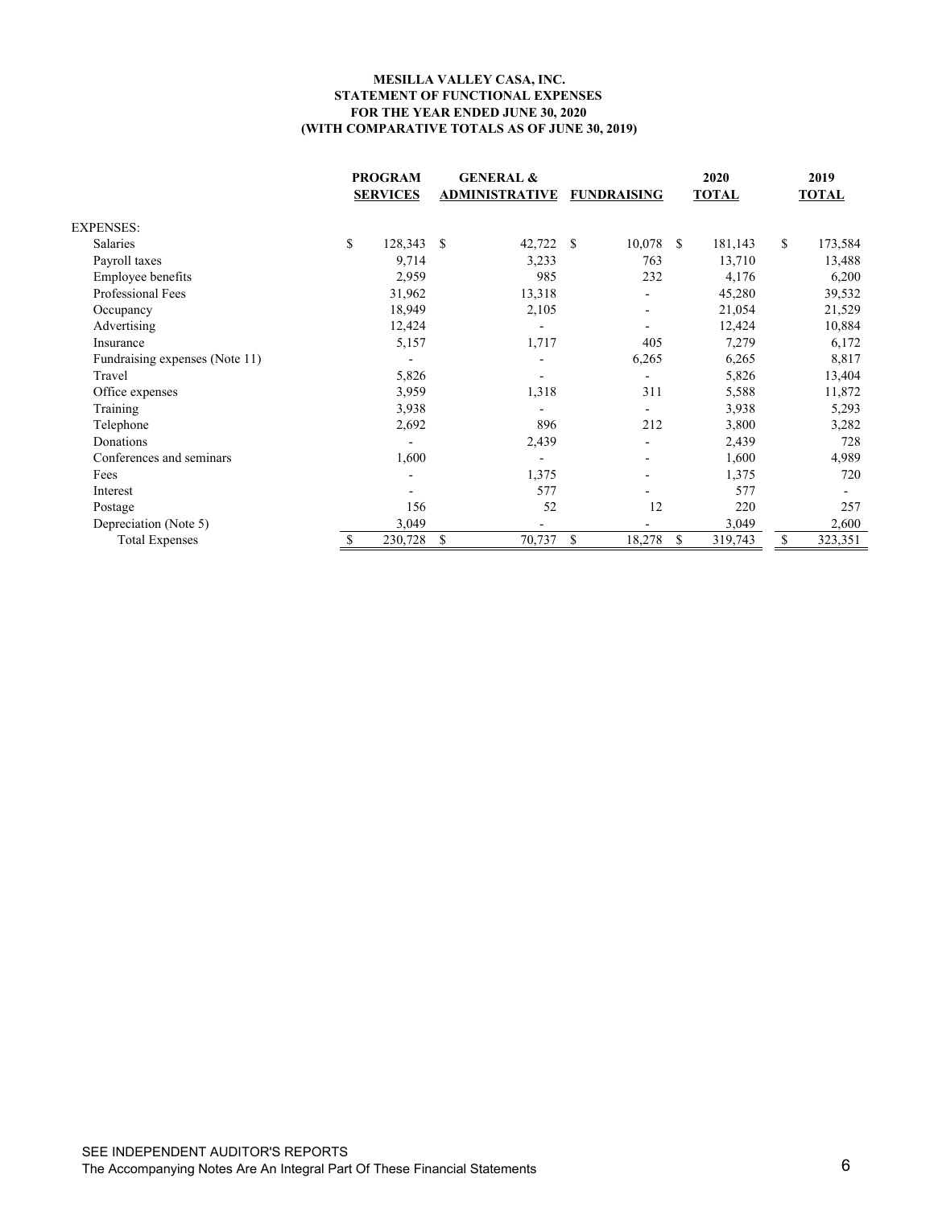**MESILLA VALLEY CASA, INC.**
**STATEMENT OF FUNCTIONAL EXPENSES**
**FOR THE YEAR ENDED JUNE 30, 2020**
**(WITH COMPARATIVE TOTALS AS OF JUNE 30, 2019)**

| | PROGRAM SERVICES | GENERAL & ADMINISTRATIVE | FUNDRAISING | 2020 TOTAL | 2019 TOTAL |
|---|---|---|---|---|---|
| EXPENSES: | | | | | |
| Salaries | $ 128,343 | $ 42,722 | $ 10,078 | $ 181,143 | $ 173,584 |
| Payroll taxes | 9,714 | 3,233 | 763 | 13,710 | 13,488 |
| Employee benefits | 2,959 | 985 | 232 | 4,176 | 6,200 |
| Professional Fees | 31,962 | 13,318 | - | 45,280 | 39,532 |
| Occupancy | 18,949 | 2,105 | - | 21,054 | 21,529 |
| Advertising | 12,424 | - | - | 12,424 | 10,884 |
| Insurance | 5,157 | 1,717 | 405 | 7,279 | 6,172 |
| Fundraising expenses (Note 11) | - | - | 6,265 | 6,265 | 8,817 |
| Travel | 5,826 | - | - | 5,826 | 13,404 |
| Office expenses | 3,959 | 1,318 | 311 | 5,588 | 11,872 |
| Training | 3,938 | - | - | 3,938 | 5,293 |
| Telephone | 2,692 | 896 | 212 | 3,800 | 3,282 |
| Donations | - | 2,439 | - | 2,439 | 728 |
| Conferences and seminars | 1,600 | - | - | 1,600 | 4,989 |
| Fees | - | 1,375 | - | 1,375 | 720 |
| Interest | - | 577 | - | 577 | - |
| Postage | 156 | 52 | 12 | 220 | 257 |
| Depreciation (Note 5) | 3,049 | - | - | 3,049 | 2,600 |
| Total Expenses | $ 230,728 | $ 70,737 | $ 18,278 | $ 319,743 | $ 323,351 |

SEE INDEPENDENT AUDITOR'S REPORTS
The Accompanying Notes Are An Integral Part Of These Financial Statements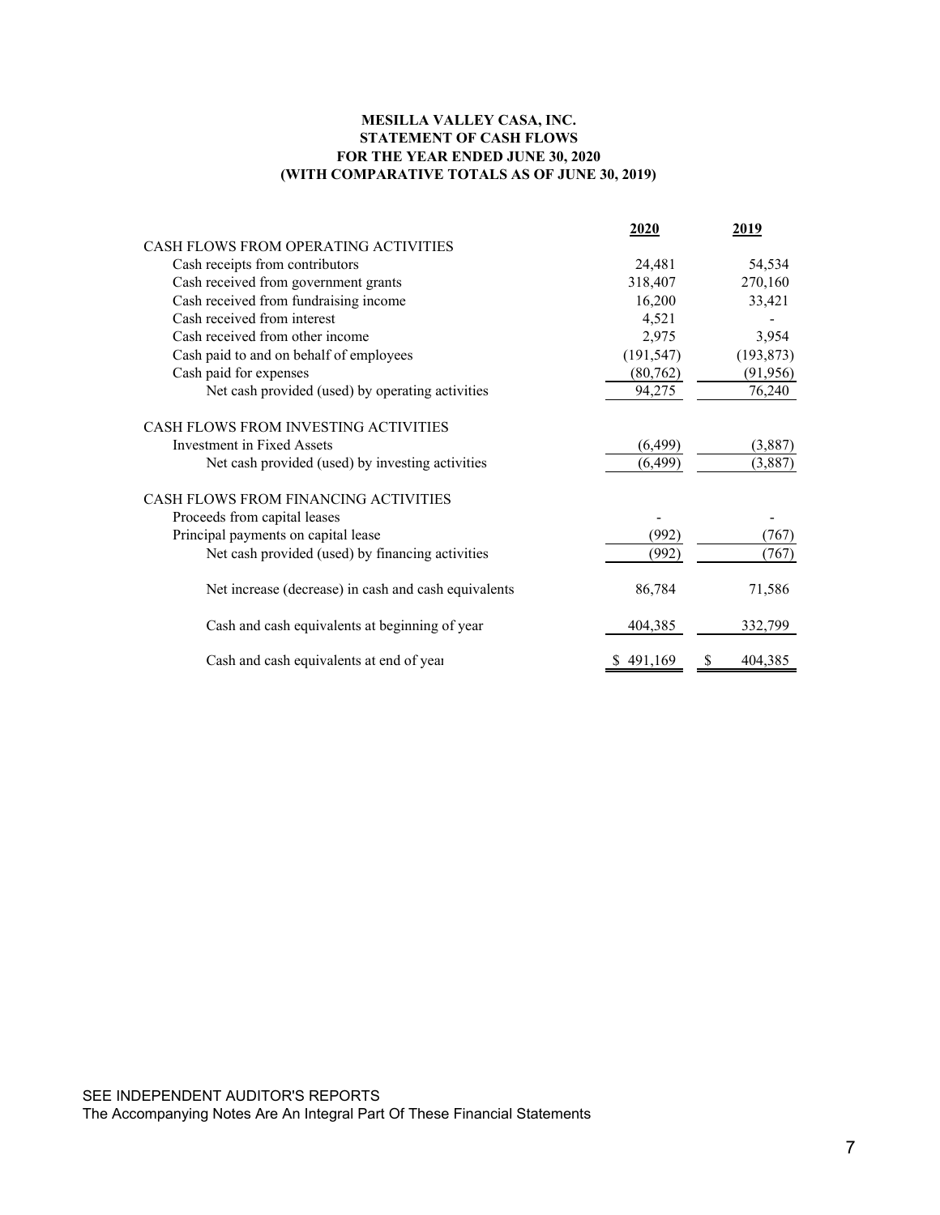**MESILLA VALLEY CASA, INC.**
**STATEMENT OF CASH FLOWS**
**FOR THE YEAR ENDED JUNE 30, 2020**
**(WITH COMPARATIVE TOTALS AS OF JUNE 30, 2019)**

| | 2020 | 2019 |
|---|---|---|
| CASH FLOWS FROM OPERATING ACTIVITIES | | |
| Cash receipts from contributors | 24,481 | 54,534 |
| Cash received from government grants | 318,407 | 270,160 |
| Cash received from fundraising income | 16,200 | 33,421 |
| Cash received from interest | 4,521 | - |
| Cash received from other income | 2,975 | 3,954 |
| Cash paid to and on behalf of employees | (191,547) | (193,873) |
| Cash paid for expenses | (80,762) | (91,956) |
| Net cash provided (used) by operating activities | 94,275 | 76,240 |
| CASH FLOWS FROM INVESTING ACTIVITIES | | |
| Investment in Fixed Assets | (6,499) | (3,887) |
| Net cash provided (used) by investing activities | (6,499) | (3,887) |
| CASH FLOWS FROM FINANCING ACTIVITIES | | |
| Proceeds from capital leases | - | - |
| Principal payments on capital lease | (992) | (767) |
| Net cash provided (used) by financing activities | (992) | (767) |
| Net increase (decrease) in cash and cash equivalents | 86,784 | 71,586 |
| Cash and cash equivalents at beginning of year | 404,385 | 332,799 |
| Cash and cash equivalents at end of year | $ 491,169 | $ 404,385 |

SEE INDEPENDENT AUDITOR'S REPORTS
The Accompanying Notes Are An Integral Part Of These Financial Statements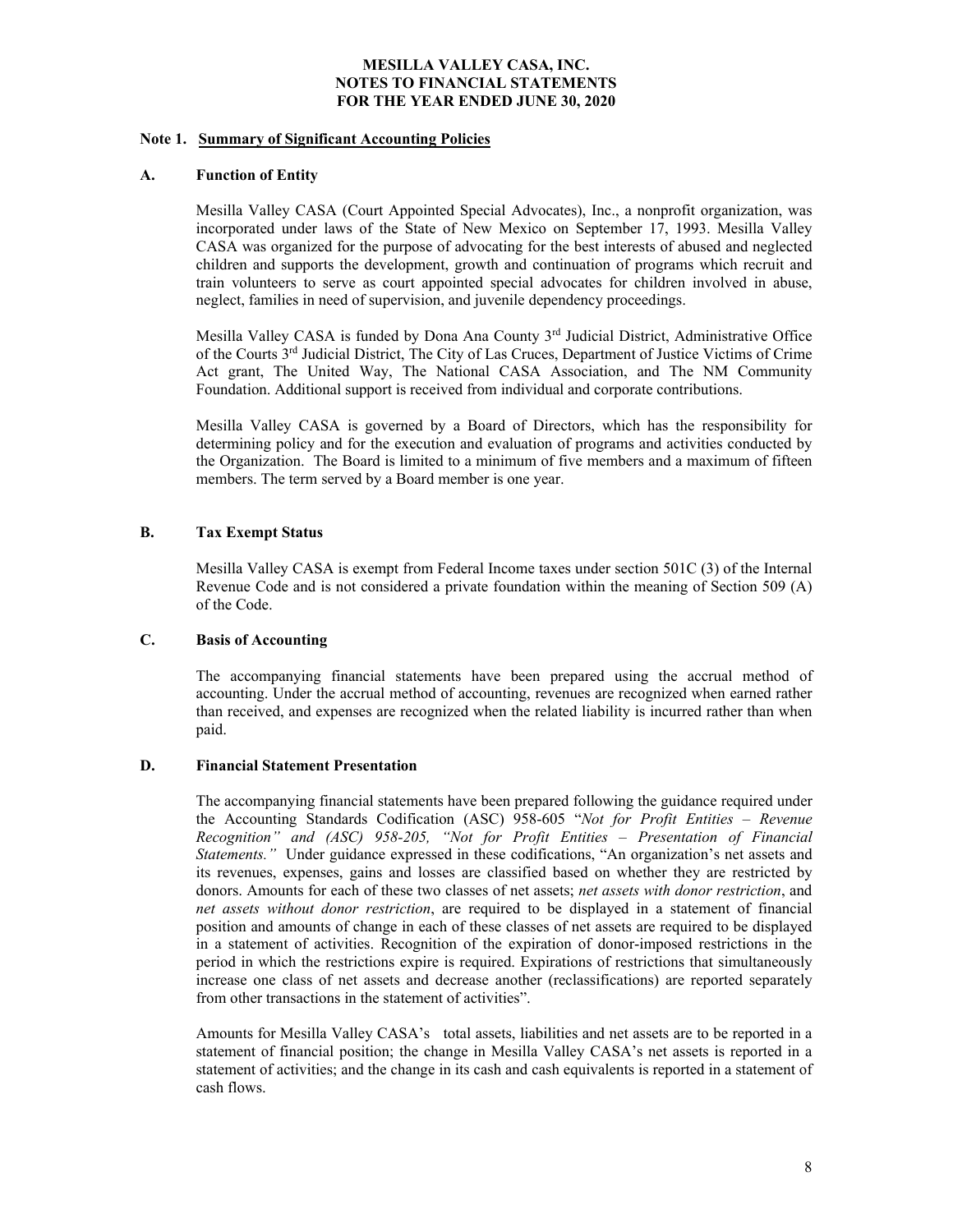# MESILLA VALLEY CASA, INC.
## NOTES TO FINANCIAL STATEMENTS
## FOR THE YEAR ENDED JUNE 30, 2020

### Note 1. Summary of Significant Accounting Policies

#### A. Function of Entity

Mesilla Valley CASA (Court Appointed Special Advocates), Inc., a nonprofit organization, was incorporated under laws of the State of New Mexico on September 17, 1993. Mesilla Valley CASA was organized for the purpose of advocating for the best interests of abused and neglected children and supports the development, growth and continuation of programs which recruit and train volunteers to serve as court appointed special advocates for children involved in abuse, neglect, families in need of supervision, and juvenile dependency proceedings.

Mesilla Valley CASA is funded by Dona Ana County 3rd Judicial District, Administrative Office of the Courts 3rd Judicial District, The City of Las Cruces, Department of Justice Victims of Crime Act grant, The United Way, The National CASA Association, and The NM Community Foundation. Additional support is received from individual and corporate contributions.

Mesilla Valley CASA is governed by a Board of Directors, which has the responsibility for determining policy and for the execution and evaluation of programs and activities conducted by the Organization. The Board is limited to a minimum of five members and a maximum of fifteen members. The term served by a Board member is one year.

#### B. Tax Exempt Status

Mesilla Valley CASA is exempt from Federal Income taxes under section 501C (3) of the Internal Revenue Code and is not considered a private foundation within the meaning of Section 509 (A) of the Code.

#### C. Basis of Accounting

The accompanying financial statements have been prepared using the accrual method of accounting. Under the accrual method of accounting, revenues are recognized when earned rather than received, and expenses are recognized when the related liability is incurred rather than when paid.

#### D. Financial Statement Presentation

The accompanying financial statements have been prepared following the guidance required under the Accounting Standards Codification (ASC) 958-605 "*Not for Profit Entities – Revenue Recognition" and (ASC) 958-205, "Not for Profit Entities – Presentation of Financial Statements."* Under guidance expressed in these codifications, "An organization's net assets and its revenues, expenses, gains and losses are classified based on whether they are restricted by donors. Amounts for each of these two classes of net assets; *net assets with donor restriction*, and *net assets without donor restriction*, are required to be displayed in a statement of financial position and amounts of change in each of these classes of net assets are required to be displayed in a statement of activities. Recognition of the expiration of donor-imposed restrictions in the period in which the restrictions expire is required. Expirations of restrictions that simultaneously increase one class of net assets and decrease another (reclassifications) are reported separately from other transactions in the statement of activities".

Amounts for Mesilla Valley CASA's total assets, liabilities and net assets are to be reported in a statement of financial position; the change in Mesilla Valley CASA's net assets is reported in a statement of activities; and the change in its cash and cash equivalents is reported in a statement of cash flows.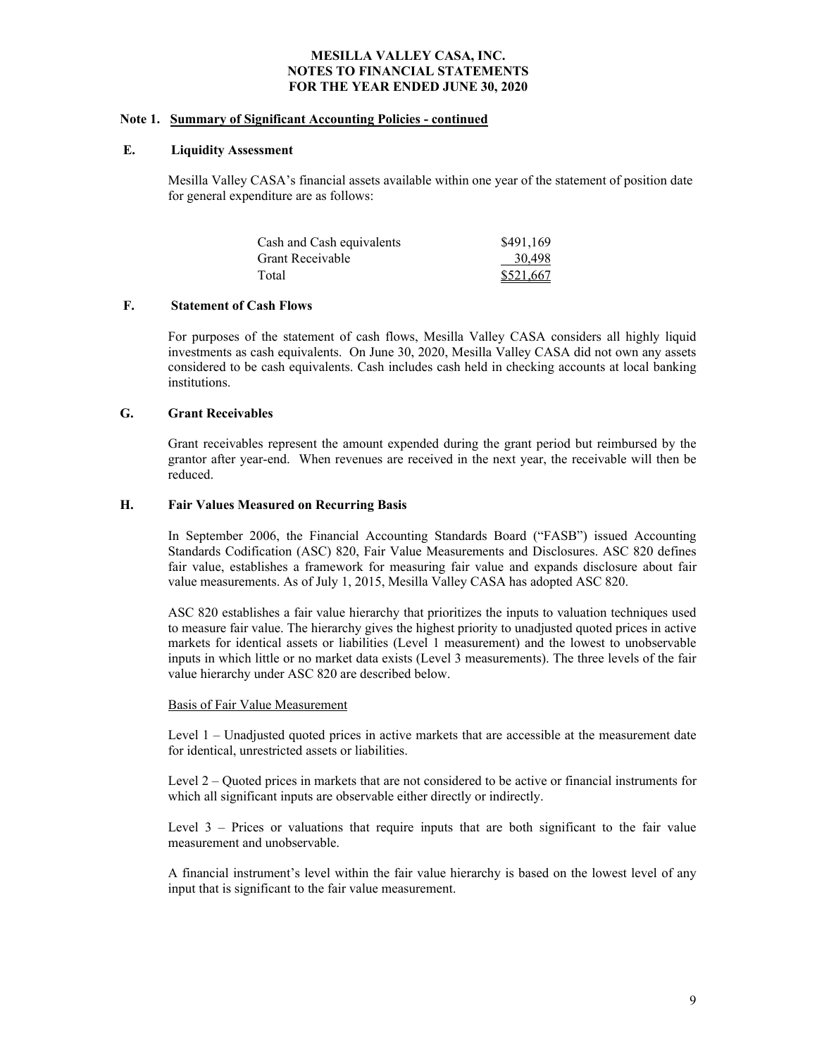**MESILLA VALLEY CASA, INC.**
**NOTES TO FINANCIAL STATEMENTS**
**FOR THE YEAR ENDED JUNE 30, 2020**

**Note 1. Summary of Significant Accounting Policies - continued**

**E. Liquidity Assessment**

Mesilla Valley CASA's financial assets available within one year of the statement of position date for general expenditure are as follows:

| | |
|---|---|
| Cash and Cash equivalents | \$491,169 |
| Grant Receivable | 30,498 |
| Total | \$521,667 |

**F. Statement of Cash Flows**

For purposes of the statement of cash flows, Mesilla Valley CASA considers all highly liquid investments as cash equivalents. On June 30, 2020, Mesilla Valley CASA did not own any assets considered to be cash equivalents. Cash includes cash held in checking accounts at local banking institutions.

**G. Grant Receivables**

Grant receivables represent the amount expended during the grant period but reimbursed by the grantor after year-end. When revenues are received in the next year, the receivable will then be reduced.

**H. Fair Values Measured on Recurring Basis**

In September 2006, the Financial Accounting Standards Board ("FASB") issued Accounting Standards Codification (ASC) 820, Fair Value Measurements and Disclosures. ASC 820 defines fair value, establishes a framework for measuring fair value and expands disclosure about fair value measurements. As of July 1, 2015, Mesilla Valley CASA has adopted ASC 820.

ASC 820 establishes a fair value hierarchy that prioritizes the inputs to valuation techniques used to measure fair value. The hierarchy gives the highest priority to unadjusted quoted prices in active markets for identical assets or liabilities (Level 1 measurement) and the lowest to unobservable inputs in which little or no market data exists (Level 3 measurements). The three levels of the fair value hierarchy under ASC 820 are described below.

Basis of Fair Value Measurement

Level 1 – Unadjusted quoted prices in active markets that are accessible at the measurement date for identical, unrestricted assets or liabilities.

Level 2 – Quoted prices in markets that are not considered to be active or financial instruments for which all significant inputs are observable either directly or indirectly.

Level 3 – Prices or valuations that require inputs that are both significant to the fair value measurement and unobservable.

A financial instrument's level within the fair value hierarchy is based on the lowest level of any input that is significant to the fair value measurement.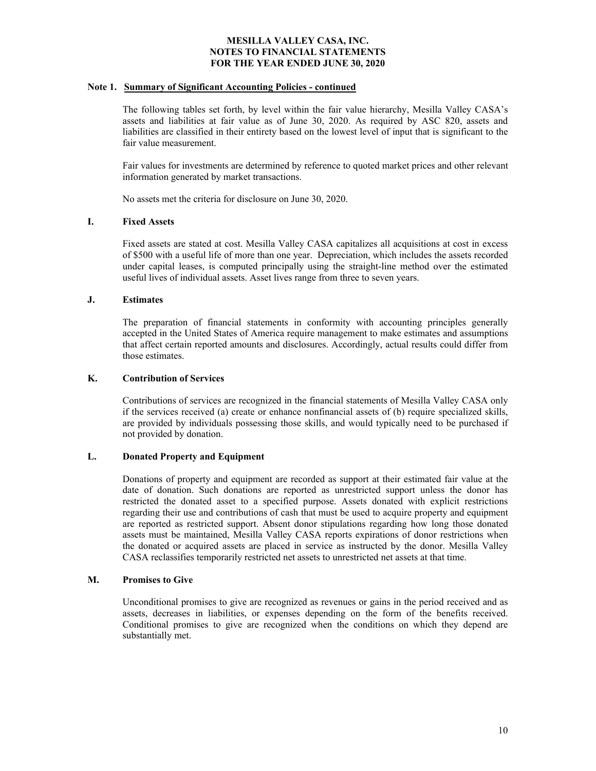# MESILLA VALLEY CASA, INC.
# NOTES TO FINANCIAL STATEMENTS
# FOR THE YEAR ENDED JUNE 30, 2020

## Note 1. Summary of Significant Accounting Policies - continued

The following tables set forth, by level within the fair value hierarchy, Mesilla Valley CASA's assets and liabilities at fair value as of June 30, 2020. As required by ASC 820, assets and liabilities are classified in their entirety based on the lowest level of input that is significant to the fair value measurement.

Fair values for investments are determined by reference to quoted market prices and other relevant information generated by market transactions.

No assets met the criteria for disclosure on June 30, 2020.

### I. Fixed Assets

Fixed assets are stated at cost. Mesilla Valley CASA capitalizes all acquisitions at cost in excess of $500 with a useful life of more than one year. Depreciation, which includes the assets recorded under capital leases, is computed principally using the straight-line method over the estimated useful lives of individual assets. Asset lives range from three to seven years.

### J. Estimates

The preparation of financial statements in conformity with accounting principles generally accepted in the United States of America require management to make estimates and assumptions that affect certain reported amounts and disclosures. Accordingly, actual results could differ from those estimates.

### K. Contribution of Services

Contributions of services are recognized in the financial statements of Mesilla Valley CASA only if the services received (a) create or enhance nonfinancial assets of (b) require specialized skills, are provided by individuals possessing those skills, and would typically need to be purchased if not provided by donation.

### L. Donated Property and Equipment

Donations of property and equipment are recorded as support at their estimated fair value at the date of donation. Such donations are reported as unrestricted support unless the donor has restricted the donated asset to a specified purpose. Assets donated with explicit restrictions regarding their use and contributions of cash that must be used to acquire property and equipment are reported as restricted support. Absent donor stipulations regarding how long those donated assets must be maintained, Mesilla Valley CASA reports expirations of donor restrictions when the donated or acquired assets are placed in service as instructed by the donor. Mesilla Valley CASA reclassifies temporarily restricted net assets to unrestricted net assets at that time.

### M. Promises to Give

Unconditional promises to give are recognized as revenues or gains in the period received and as assets, decreases in liabilities, or expenses depending on the form of the benefits received. Conditional promises to give are recognized when the conditions on which they depend are substantially met.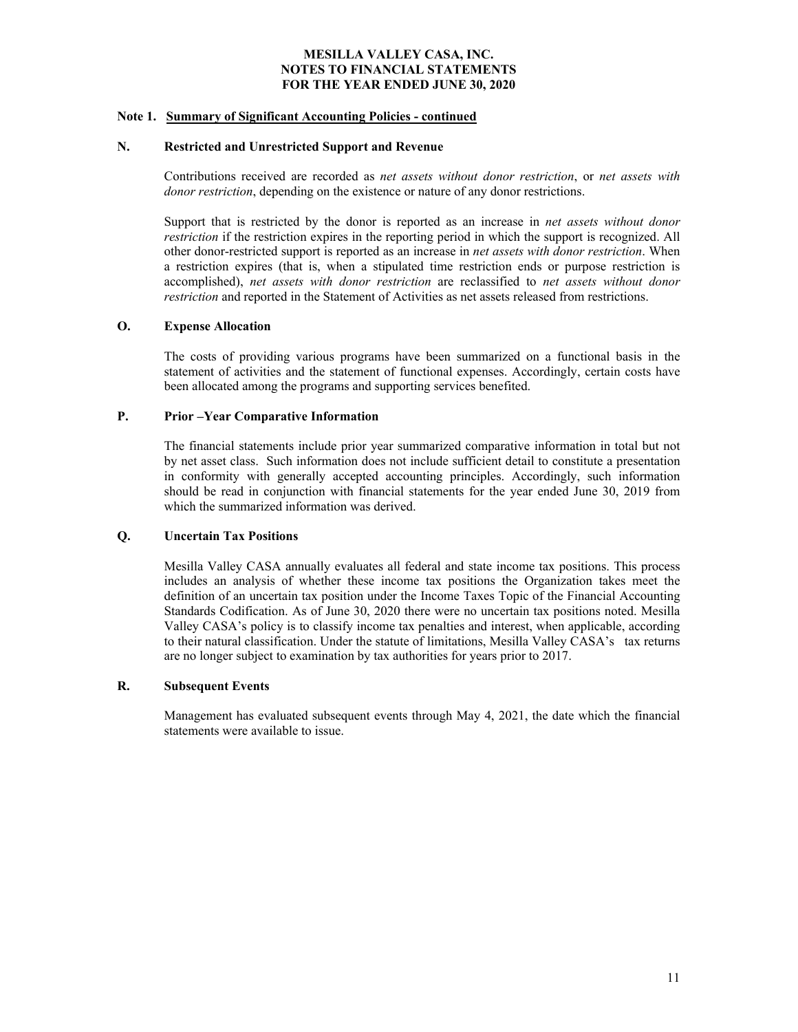**MESILLA VALLEY CASA, INC.**
**NOTES TO FINANCIAL STATEMENTS**
**FOR THE YEAR ENDED JUNE 30, 2020**

**Note 1. Summary of Significant Accounting Policies - continued**

**N. Restricted and Unrestricted Support and Revenue**

Contributions received are recorded as *net assets without donor restriction*, or *net assets with donor restriction*, depending on the existence or nature of any donor restrictions.

Support that is restricted by the donor is reported as an increase in *net assets without donor restriction* if the restriction expires in the reporting period in which the support is recognized. All other donor-restricted support is reported as an increase in *net assets with donor restriction*. When a restriction expires (that is, when a stipulated time restriction ends or purpose restriction is accomplished), *net assets with donor restriction* are reclassified to *net assets without donor restriction* and reported in the Statement of Activities as net assets released from restrictions.

**O. Expense Allocation**

The costs of providing various programs have been summarized on a functional basis in the statement of activities and the statement of functional expenses. Accordingly, certain costs have been allocated among the programs and supporting services benefited.

**P. Prior –Year Comparative Information**

The financial statements include prior year summarized comparative information in total but not by net asset class. Such information does not include sufficient detail to constitute a presentation in conformity with generally accepted accounting principles. Accordingly, such information should be read in conjunction with financial statements for the year ended June 30, 2019 from which the summarized information was derived.

**Q. Uncertain Tax Positions**

Mesilla Valley CASA annually evaluates all federal and state income tax positions. This process includes an analysis of whether these income tax positions the Organization takes meet the definition of an uncertain tax position under the Income Taxes Topic of the Financial Accounting Standards Codification. As of June 30, 2020 there were no uncertain tax positions noted. Mesilla Valley CASA's policy is to classify income tax penalties and interest, when applicable, according to their natural classification. Under the statute of limitations, Mesilla Valley CASA's tax returns are no longer subject to examination by tax authorities for years prior to 2017.

**R. Subsequent Events**

Management has evaluated subsequent events through May 4, 2021, the date which the financial statements were available to issue.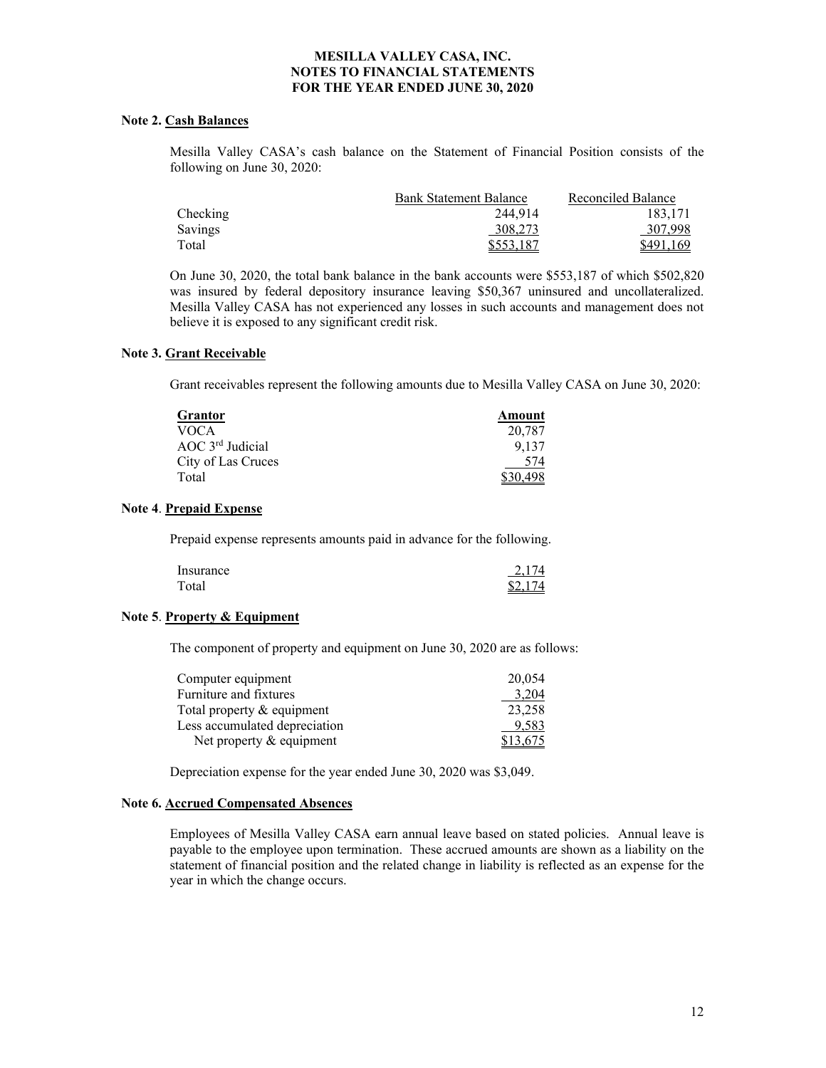**MESILLA VALLEY CASA, INC.**
**NOTES TO FINANCIAL STATEMENTS**
**FOR THE YEAR ENDED JUNE 30, 2020**

**Note 2. Cash Balances**

Mesilla Valley CASA's cash balance on the Statement of Financial Position consists of the following on June 30, 2020:

| | Bank Statement Balance | Reconciled Balance |
|---|---|---|
| Checking | 244,914 | 183,171 |
| Savings | 308,273 | 307,998 |
| Total | $553,187 | $491,169 |

On June 30, 2020, the total bank balance in the bank accounts were $553,187 of which $502,820 was insured by federal depository insurance leaving $50,367 uninsured and uncollateralized. Mesilla Valley CASA has not experienced any losses in such accounts and management does not believe it is exposed to any significant credit risk.

**Note 3. Grant Receivable**

Grant receivables represent the following amounts due to Mesilla Valley CASA on June 30, 2020:

| **Grantor** | **Amount** |
|---|---|
| VOCA | 20,787 |
| AOC 3rd Judicial | 9,137 |
| City of Las Cruces | 574 |
| Total | $30,498 |

**Note 4. Prepaid Expense**

Prepaid expense represents amounts paid in advance for the following.

| | |
|---|---|
| Insurance | 2,174 |
| Total | $2,174 |

**Note 5. Property & Equipment**

The component of property and equipment on June 30, 2020 are as follows:

| | |
|---|---|
| Computer equipment | 20,054 |
| Furniture and fixtures | 3,204 |
| Total property & equipment | 23,258 |
| Less accumulated depreciation | 9,583 |
| Net property & equipment | $13,675 |

Depreciation expense for the year ended June 30, 2020 was $3,049.

**Note 6. Accrued Compensated Absences**

Employees of Mesilla Valley CASA earn annual leave based on stated policies. Annual leave is payable to the employee upon termination. These accrued amounts are shown as a liability on the statement of financial position and the related change in liability is reflected as an expense for the year in which the change occurs.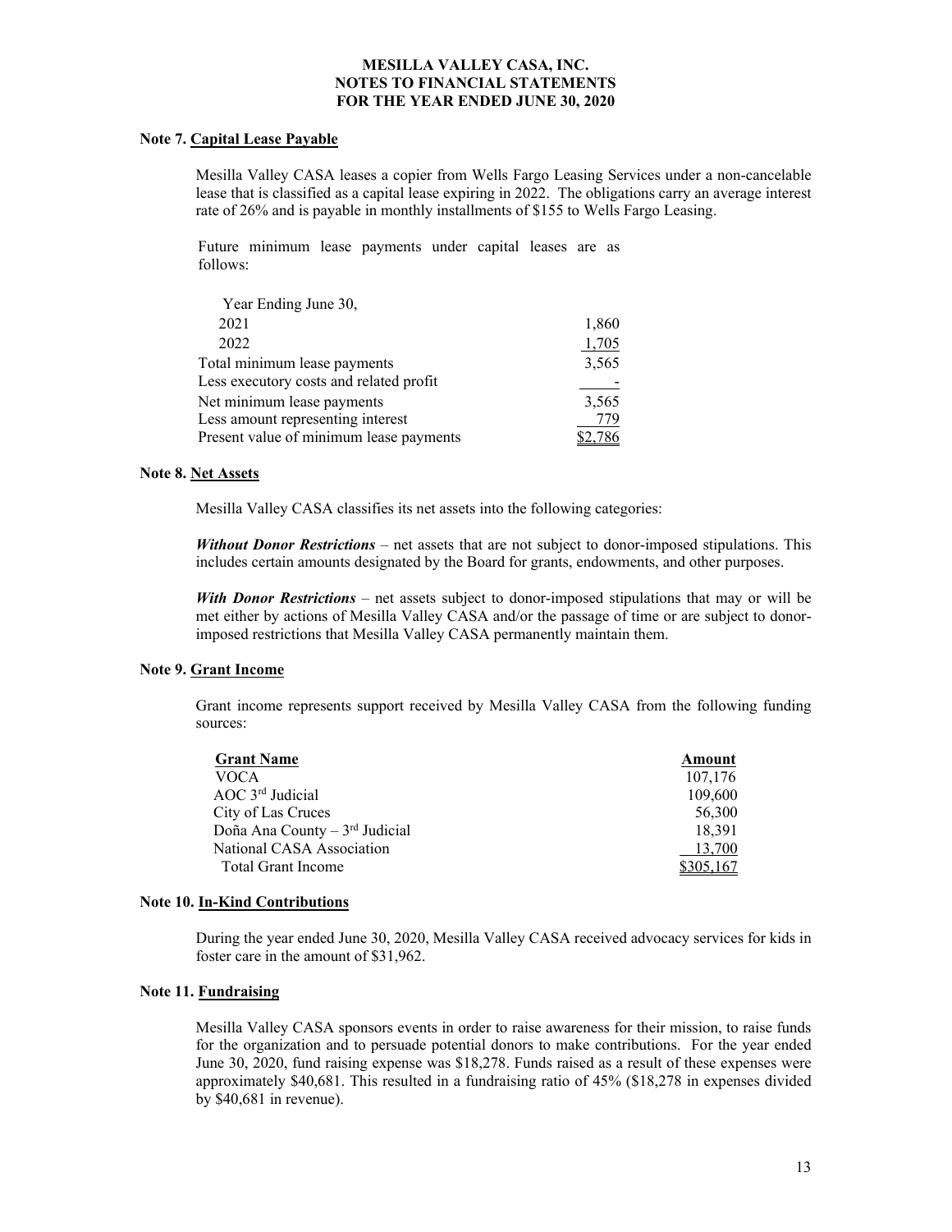# MESILLA VALLEY CASA, INC.
# NOTES TO FINANCIAL STATEMENTS
# FOR THE YEAR ENDED JUNE 30, 2020

## Note 7. Capital Lease Payable

Mesilla Valley CASA leases a copier from Wells Fargo Leasing Services under a non-cancelable lease that is classified as a capital lease expiring in 2022. The obligations carry an average interest rate of 26% and is payable in monthly installments of $155 to Wells Fargo Leasing.

Future minimum lease payments under capital leases are as follows:

| Year Ending June 30, | |
|---|---|
| 2021 | 1,860 |
| 2022 | 1,705 |
| Total minimum lease payments | 3,565 |
| Less executory costs and related profit | - |
| Net minimum lease payments | 3,565 |
| Less amount representing interest | 779 |
| Present value of minimum lease payments | $2,786 |

## Note 8. Net Assets

Mesilla Valley CASA classifies its net assets into the following categories:

***Without Donor Restrictions*** – net assets that are not subject to donor-imposed stipulations. This includes certain amounts designated by the Board for grants, endowments, and other purposes.

***With Donor Restrictions*** – net assets subject to donor-imposed stipulations that may or will be met either by actions of Mesilla Valley CASA and/or the passage of time or are subject to donor-imposed restrictions that Mesilla Valley CASA permanently maintain them.

## Note 9. Grant Income

Grant income represents support received by Mesilla Valley CASA from the following funding sources:

| Grant Name | Amount |
|---|---|
| VOCA | 107,176 |
| AOC 3rd Judicial | 109,600 |
| City of Las Cruces | 56,300 |
| Doña Ana County – 3rd Judicial | 18,391 |
| National CASA Association | 13,700 |
| Total Grant Income | $305,167 |

## Note 10. In-Kind Contributions

During the year ended June 30, 2020, Mesilla Valley CASA received advocacy services for kids in foster care in the amount of $31,962.

## Note 11. Fundraising

Mesilla Valley CASA sponsors events in order to raise awareness for their mission, to raise funds for the organization and to persuade potential donors to make contributions. For the year ended June 30, 2020, fund raising expense was $18,278. Funds raised as a result of these expenses were approximately $40,681. This resulted in a fundraising ratio of 45% ($18,278 in expenses divided by $40,681 in revenue).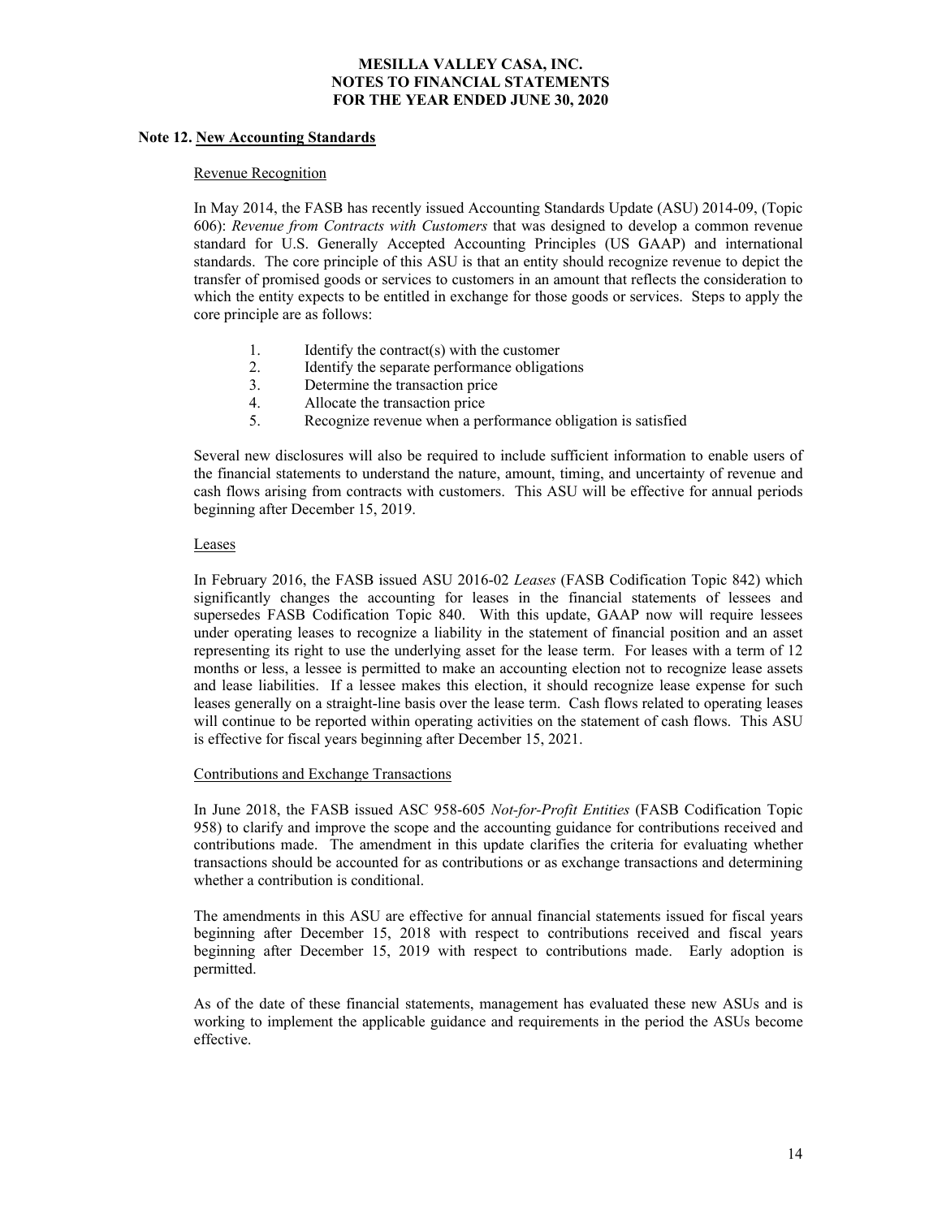# MESILLA VALLEY CASA, INC.
## NOTES TO FINANCIAL STATEMENTS
## FOR THE YEAR ENDED JUNE 30, 2020

### Note 12. New Accounting Standards

#### Revenue Recognition

In May 2014, the FASB has recently issued Accounting Standards Update (ASU) 2014-09, (Topic 606): *Revenue from Contracts with Customers* that was designed to develop a common revenue standard for U.S. Generally Accepted Accounting Principles (US GAAP) and international standards. The core principle of this ASU is that an entity should recognize revenue to depict the transfer of promised goods or services to customers in an amount that reflects the consideration to which the entity expects to be entitled in exchange for those goods or services. Steps to apply the core principle are as follows:

1. Identify the contract(s) with the customer
2. Identify the separate performance obligations
3. Determine the transaction price
4. Allocate the transaction price
5. Recognize revenue when a performance obligation is satisfied

Several new disclosures will also be required to include sufficient information to enable users of the financial statements to understand the nature, amount, timing, and uncertainty of revenue and cash flows arising from contracts with customers. This ASU will be effective for annual periods beginning after December 15, 2019.

#### Leases

In February 2016, the FASB issued ASU 2016-02 *Leases* (FASB Codification Topic 842) which significantly changes the accounting for leases in the financial statements of lessees and supersedes FASB Codification Topic 840. With this update, GAAP now will require lessees under operating leases to recognize a liability in the statement of financial position and an asset representing its right to use the underlying asset for the lease term. For leases with a term of 12 months or less, a lessee is permitted to make an accounting election not to recognize lease assets and lease liabilities. If a lessee makes this election, it should recognize lease expense for such leases generally on a straight-line basis over the lease term. Cash flows related to operating leases will continue to be reported within operating activities on the statement of cash flows. This ASU is effective for fiscal years beginning after December 15, 2021.

#### Contributions and Exchange Transactions

In June 2018, the FASB issued ASC 958-605 *Not-for-Profit Entities* (FASB Codification Topic 958) to clarify and improve the scope and the accounting guidance for contributions received and contributions made. The amendment in this update clarifies the criteria for evaluating whether transactions should be accounted for as contributions or as exchange transactions and determining whether a contribution is conditional.

The amendments in this ASU are effective for annual financial statements issued for fiscal years beginning after December 15, 2018 with respect to contributions received and fiscal years beginning after December 15, 2019 with respect to contributions made. Early adoption is permitted.

As of the date of these financial statements, management has evaluated these new ASUs and is working to implement the applicable guidance and requirements in the period the ASUs become effective.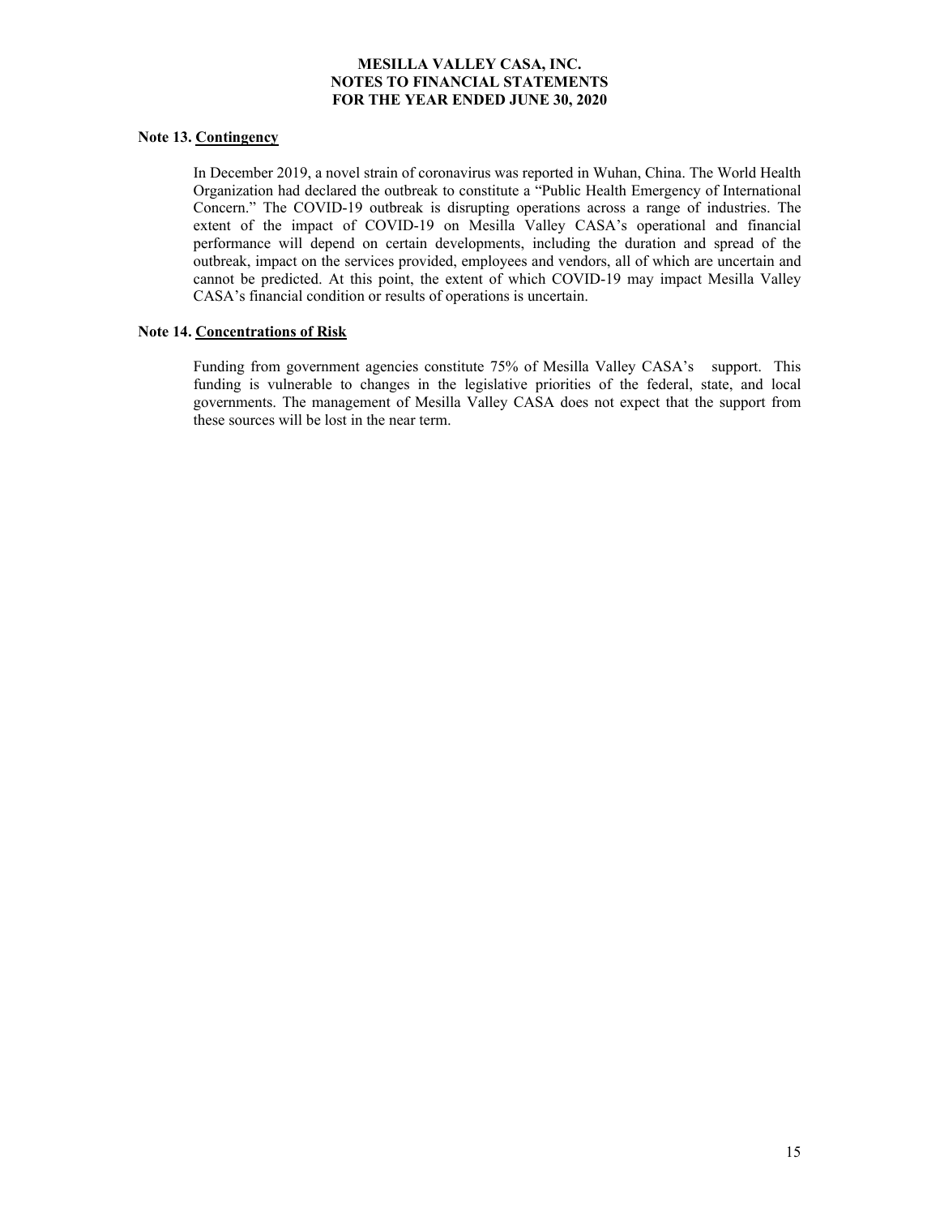**MESILLA VALLEY CASA, INC.**
**NOTES TO FINANCIAL STATEMENTS**
**FOR THE YEAR ENDED JUNE 30, 2020**

**Note 13. Contingency**

In December 2019, a novel strain of coronavirus was reported in Wuhan, China. The World Health Organization had declared the outbreak to constitute a "Public Health Emergency of International Concern." The COVID-19 outbreak is disrupting operations across a range of industries. The extent of the impact of COVID-19 on Mesilla Valley CASA's operational and financial performance will depend on certain developments, including the duration and spread of the outbreak, impact on the services provided, employees and vendors, all of which are uncertain and cannot be predicted. At this point, the extent of which COVID-19 may impact Mesilla Valley CASA's financial condition or results of operations is uncertain.

**Note 14. Concentrations of Risk**

Funding from government agencies constitute 75% of Mesilla Valley CASA's support. This funding is vulnerable to changes in the legislative priorities of the federal, state, and local governments. The management of Mesilla Valley CASA does not expect that the support from these sources will be lost in the near term.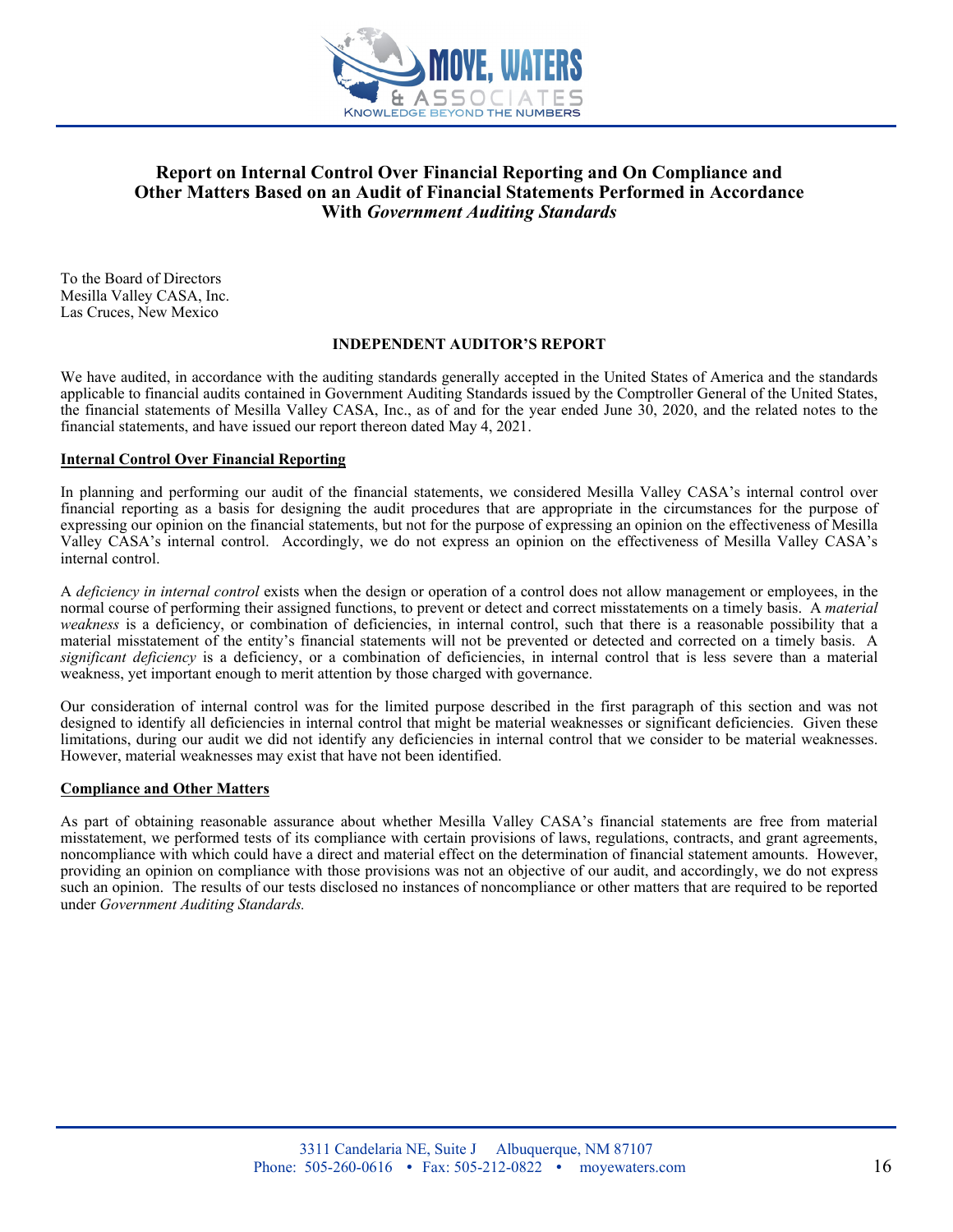# Report on Internal Control Over Financial Reporting and On Compliance and Other Matters Based on an Audit of Financial Statements Performed in Accordance With *Government Auditing Standards*

To the Board of Directors
Mesilla Valley CASA, Inc.
Las Cruces, New Mexico

**INDEPENDENT AUDITOR'S REPORT**

We have audited, in accordance with the auditing standards generally accepted in the United States of America and the standards applicable to financial audits contained in Government Auditing Standards issued by the Comptroller General of the United States, the financial statements of Mesilla Valley CASA, Inc., as of and for the year ended June 30, 2020, and the related notes to the financial statements, and have issued our report thereon dated May 4, 2021.

**Internal Control Over Financial Reporting**

In planning and performing our audit of the financial statements, we considered Mesilla Valley CASA's internal control over financial reporting as a basis for designing the audit procedures that are appropriate in the circumstances for the purpose of expressing our opinion on the financial statements, but not for the purpose of expressing an opinion on the effectiveness of Mesilla Valley CASA's internal control. Accordingly, we do not express an opinion on the effectiveness of Mesilla Valley CASA's internal control.

A *deficiency in internal control* exists when the design or operation of a control does not allow management or employees, in the normal course of performing their assigned functions, to prevent or detect and correct misstatements on a timely basis. A *material weakness* is a deficiency, or combination of deficiencies, in internal control, such that there is a reasonable possibility that a material misstatement of the entity's financial statements will not be prevented or detected and corrected on a timely basis. A *significant deficiency* is a deficiency, or a combination of deficiencies, in internal control that is less severe than a material weakness, yet important enough to merit attention by those charged with governance.

Our consideration of internal control was for the limited purpose described in the first paragraph of this section and was not designed to identify all deficiencies in internal control that might be material weaknesses or significant deficiencies. Given these limitations, during our audit we did not identify any deficiencies in internal control that we consider to be material weaknesses. However, material weaknesses may exist that have not been identified.

**Compliance and Other Matters**

As part of obtaining reasonable assurance about whether Mesilla Valley CASA's financial statements are free from material misstatement, we performed tests of its compliance with certain provisions of laws, regulations, contracts, and grant agreements, noncompliance with which could have a direct and material effect on the determination of financial statement amounts. However, providing an opinion on compliance with those provisions was not an objective of our audit, and accordingly, we do not express such an opinion. The results of our tests disclosed no instances of noncompliance or other matters that are required to be reported under *Government Auditing Standards.*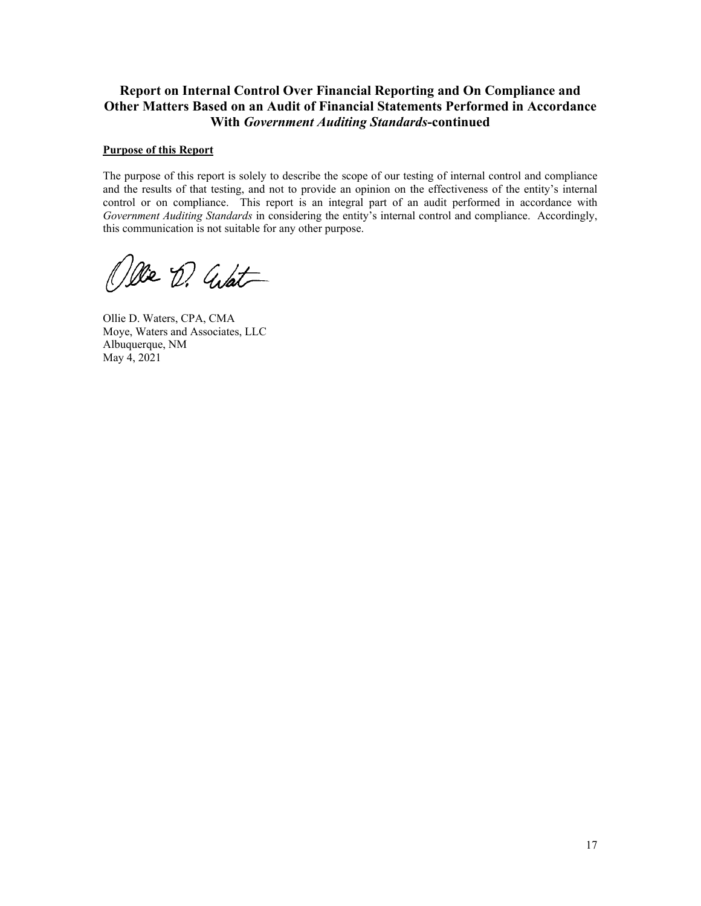# Report on Internal Control Over Financial Reporting and On Compliance and Other Matters Based on an Audit of Financial Statements Performed in Accordance With *Government Auditing Standards*-continued

**Purpose of this Report**

The purpose of this report is solely to describe the scope of our testing of internal control and compliance and the results of that testing, and not to provide an opinion on the effectiveness of the entity's internal control or on compliance. This report is an integral part of an audit performed in accordance with *Government Auditing Standards* in considering the entity's internal control and compliance. Accordingly, this communication is not suitable for any other purpose.

Ollie D. Waters, CPA, CMA  
Moye, Waters and Associates, LLC  
Albuquerque, NM  
May 4, 2021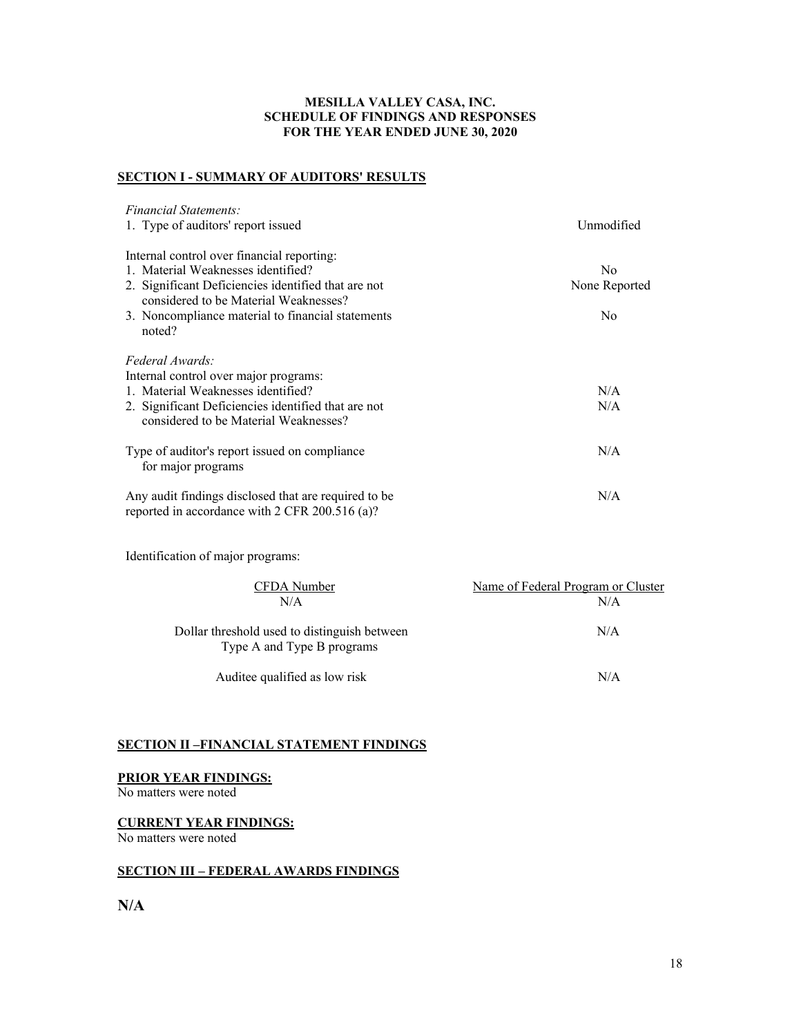# MESILLA VALLEY CASA, INC.
# SCHEDULE OF FINDINGS AND RESPONSES
# FOR THE YEAR ENDED JUNE 30, 2020

## SECTION I - SUMMARY OF AUDITORS' RESULTS

*Financial Statements:*

| | |
|---|---|
| 1. Type of auditors' report issued | Unmodified |
| Internal control over financial reporting: | |
| 1. Material Weaknesses identified? | No |
| 2. Significant Deficiencies identified that are not considered to be Material Weaknesses? | None Reported |
| 3. Noncompliance material to financial statements noted? | No |

*Federal Awards:*

| | |
|---|---|
| Internal control over major programs: | |
| 1. Material Weaknesses identified? | N/A |
| 2. Significant Deficiencies identified that are not considered to be Material Weaknesses? | N/A |
| Type of auditor's report issued on compliance for major programs | N/A |
| Any audit findings disclosed that are required to be reported in accordance with 2 CFR 200.516 (a)? | N/A |

Identification of major programs:

| CFDA Number | Name of Federal Program or Cluster |
|---|---|
| N/A | N/A |

| | |
|---|---|
| Dollar threshold used to distinguish between Type A and Type B programs | N/A |
| Auditee qualified as low risk | N/A |

## SECTION II –FINANCIAL STATEMENT FINDINGS

**PRIOR YEAR FINDINGS:**
No matters were noted

**CURRENT YEAR FINDINGS:**
No matters were noted

## SECTION III – FEDERAL AWARDS FINDINGS

**N/A**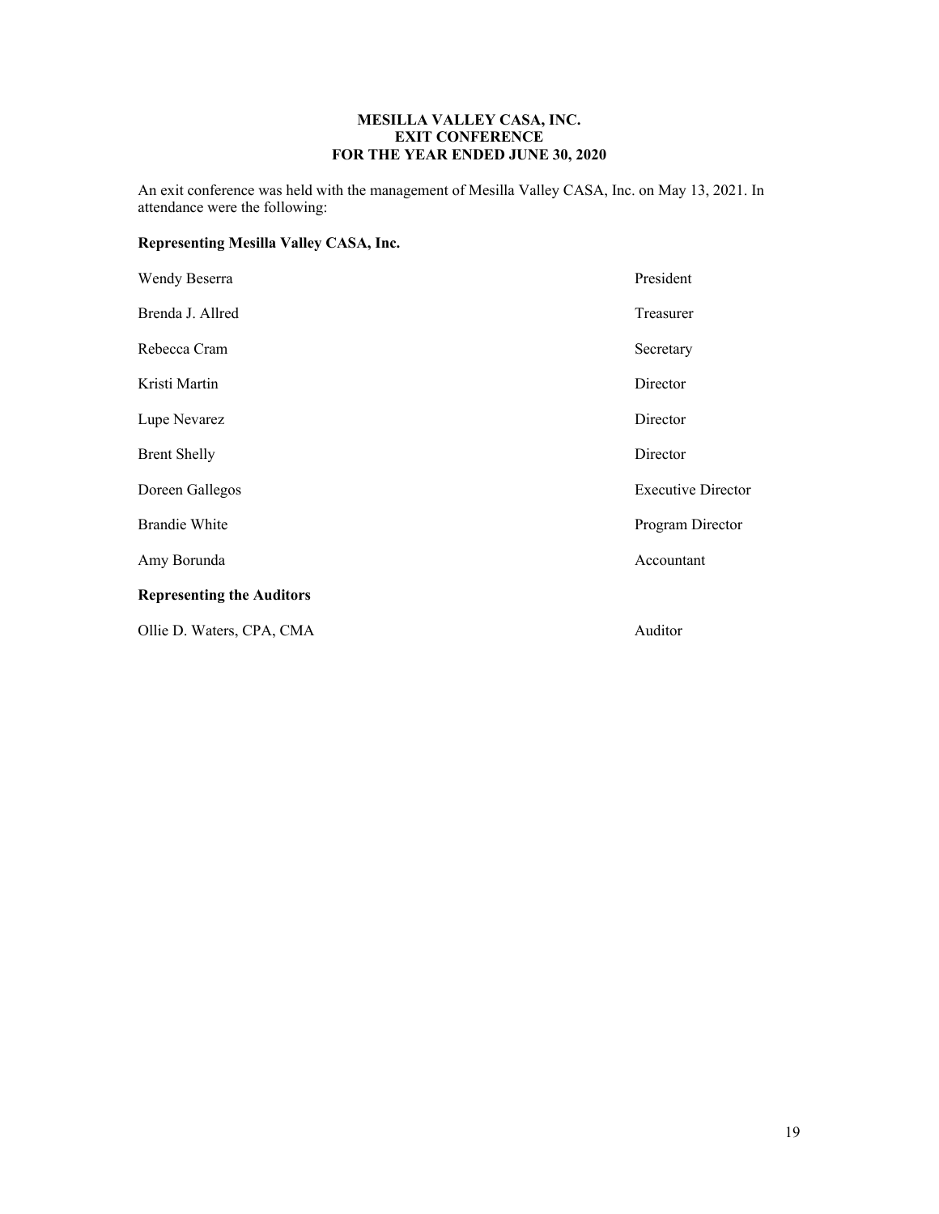**MESILLA VALLEY CASA, INC.**
**EXIT CONFERENCE**
**FOR THE YEAR ENDED JUNE 30, 2020**

An exit conference was held with the management of Mesilla Valley CASA, Inc. on May 13, 2021. In attendance were the following:

**Representing Mesilla Valley CASA, Inc.**

| | |
|---|---|
| Wendy Beserra | President |
| Brenda J. Allred | Treasurer |
| Rebecca Cram | Secretary |
| Kristi Martin | Director |
| Lupe Nevarez | Director |
| Brent Shelly | Director |
| Doreen Gallegos | Executive Director |
| Brandie White | Program Director |
| Amy Borunda | Accountant |

**Representing the Auditors**

| | |
|---|---|
| Ollie D. Waters, CPA, CMA | Auditor |